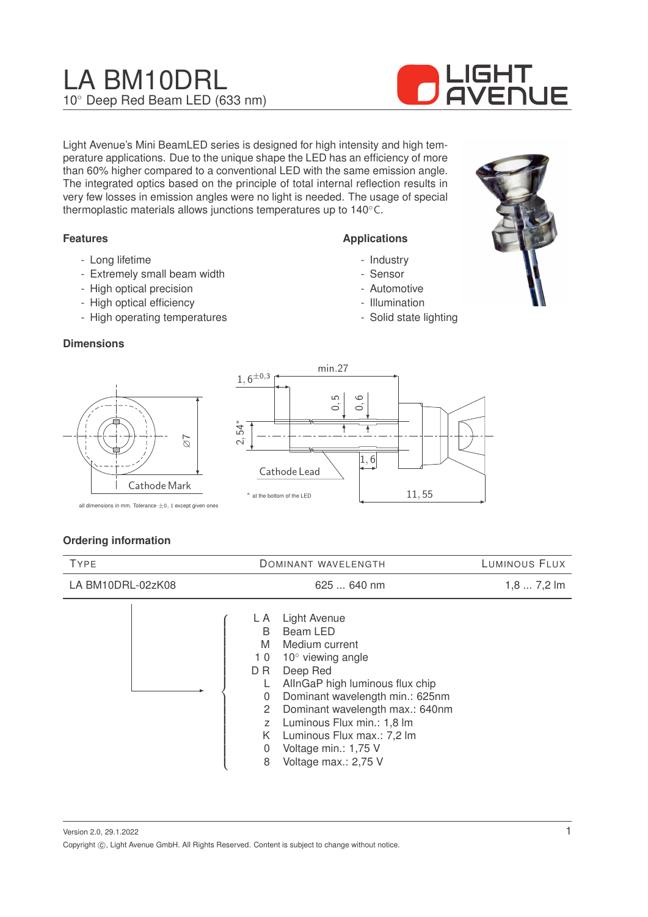# LA BM10DRL

10° Deep Red Beam LED (633 nm)

Light Avenue's Mini BeamLED series is designed for high intensity and high temperature applications. Due to the unique shape the LED has an efficiency of more than 60% higher compared to a conventional LED with the same emission angle. The integrated optics based on the principle of total internal reflection results in very few losses in emission angles were no light is needed. The usage of special thermoplastic materials allows junctions temperatures up to 140°C.

### Features

- Long lifetime
- Extremely small beam width
- High optical precision
- High optical efficiency
- High operating temperatures

### Applications

- Industry
- Sensor
- Automotive
- Illumination
- Solid state lighting

### Dimensions

Cathode Mark

Cathode Lead

min.27, $1,6^{\pm 0,3}$, 0,5, 0,6, 2,54*, 1,6, 11,55, Ø7

\* at the bottom of the LED

all dimensions in mm. Tolerance ±0,1 except given ones

### Ordering information

| TYPE | DOMINANT WAVELENGTH | LUMINOUS FLUX |
|---|---|---|
| LA BM10DRL-02zK08 | 625 ... 640 nm | 1,8 ... 7,2 lm |

- LA — Light Avenue
- B — Beam LED
- M — Medium current
- 10 — 10° viewing angle
- DR — Deep Red
- L — AlInGaP high luminous flux chip
- 0 — Dominant wavelength min.: 625nm
- 2 — Dominant wavelength max.: 640nm
- z — Luminous Flux min.: 1,8 lm
- K — Luminous Flux max.: 7,2 lm
- 0 — Voltage min.: 1,75 V
- 8 — Voltage max.: 2,75 V

Version 2.0, 29.1.2022

Copyright ©, Light Avenue GmbH. All Rights Reserved. Content is subject to change without notice.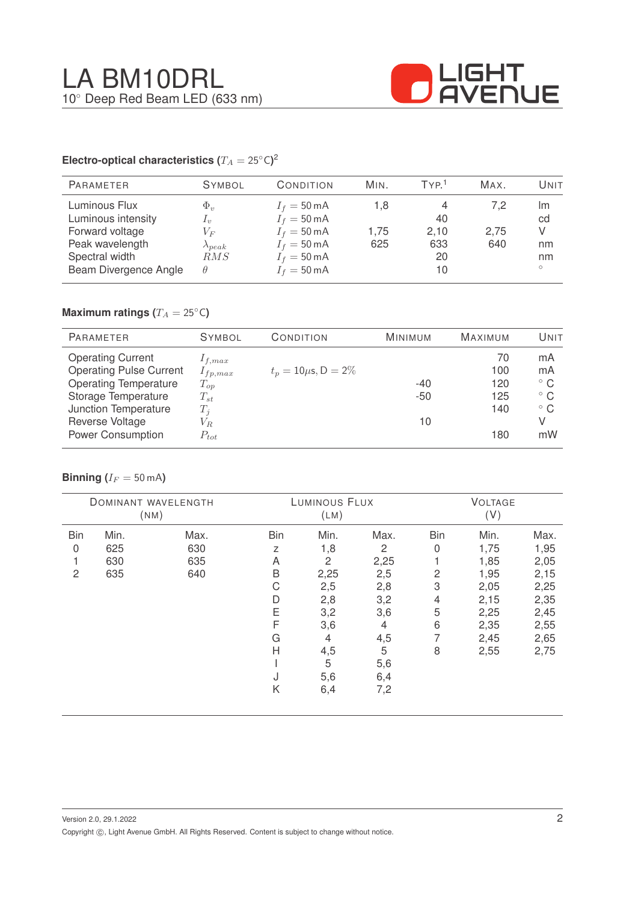# LA BM10DRL

10° Deep Red Beam LED (633 nm)

### Electro-optical characteristics ($T_A = 25°C$)[2]

| Parameter | Symbol | Condition | Min. | Typ.[1] | Max. | Unit |
|---|---|---|---|---|---|---|
| Luminous Flux | $\Phi_v$ | $I_f = 50\,\text{mA}$ | 1,8 | 4 | 7,2 | lm |
| Luminous intensity | $I_v$ | $I_f = 50\,\text{mA}$ | | 40 | | cd |
| Forward voltage | $V_F$ | $I_f = 50\,\text{mA}$ | 1,75 | 2,10 | 2,75 | V |
| Peak wavelength | $\lambda_{peak}$ | $I_f = 50\,\text{mA}$ | 625 | 633 | 640 | nm |
| Spectral width | $RMS$ | $I_f = 50\,\text{mA}$ | | 20 | | nm |
| Beam Divergence Angle | $\theta$ | $I_f = 50\,\text{mA}$ | | 10 | | ° |

### Maximum ratings ($T_A = 25°C$)

| Parameter | Symbol | Condition | Minimum | Maximum | Unit |
|---|---|---|---|---|---|
| Operating Current | $I_{f,max}$ | | | 70 | mA |
| Operating Pulse Current | $I_{fp,max}$ | $t_p = 10\mu s$, D = 2% | | 100 | mA |
| Operating Temperature | $T_{op}$ | | -40 | 120 | ° C |
| Storage Temperature | $T_{st}$ | | -50 | 125 | ° C |
| Junction Temperature | $T_j$ | | | 140 | ° C |
| Reverse Voltage | $V_R$ | | 10 | | V |
| Power Consumption | $P_{tot}$ | | | 180 | mW |

### Binning ($I_F = 50\,\text{mA}$)

| Dominant Wavelength (nm) | | | Luminous Flux (lm) | | | Voltage (V) | | |
|---|---|---|---|---|---|---|---|---|
| Bin | Min. | Max. | Bin | Min. | Max. | Bin | Min. | Max. |
| 0 | 625 | 630 | z | 1,8 | 2 | 0 | 1,75 | 1,95 |
| 1 | 630 | 635 | A | 2 | 2,25 | 1 | 1,85 | 2,05 |
| 2 | 635 | 640 | B | 2,25 | 2,5 | 2 | 1,95 | 2,15 |
| | | | C | 2,5 | 2,8 | 3 | 2,05 | 2,25 |
| | | | D | 2,8 | 3,2 | 4 | 2,15 | 2,35 |
| | | | E | 3,2 | 3,6 | 5 | 2,25 | 2,45 |
| | | | F | 3,6 | 4 | 6 | 2,35 | 2,55 |
| | | | G | 4 | 4,5 | 7 | 2,45 | 2,65 |
| | | | H | 4,5 | 5 | 8 | 2,55 | 2,75 |
| | | | I | 5 | 5,6 | | | |
| | | | J | 5,6 | 6,4 | | | |
| | | | K | 6,4 | 7,2 | | | |

Version 2.0, 29.1.2022

Copyright ©, Light Avenue GmbH. All Rights Reserved. Content is subject to change without notice.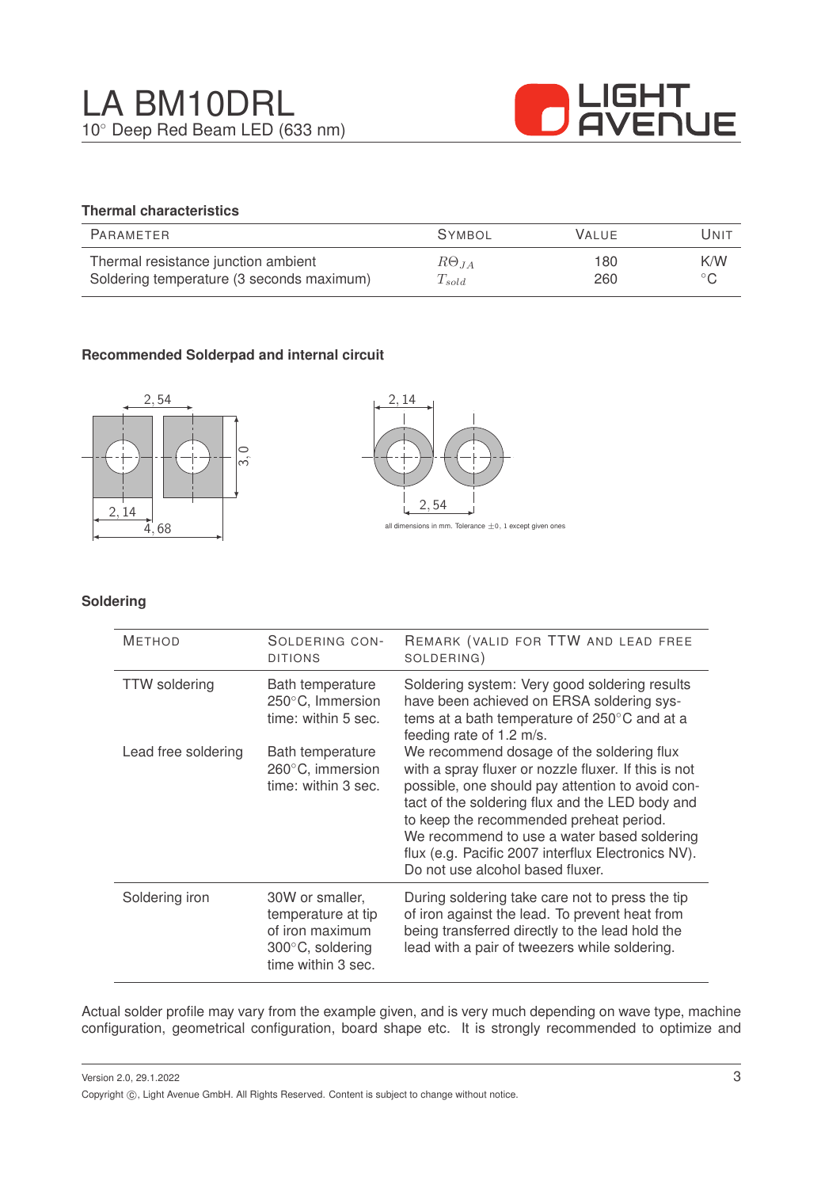## Thermal characteristics

| Parameter | Symbol | Value | Unit |
|---|---|---|---|
| Thermal resistance junction ambient | $R\Theta_{JA}$ | 180 | K/W |
| Soldering temperature (3 seconds maximum) | $T_{sold}$ | 260 | °C |

## Recommended Solderpad and internal circuit

all dimensions in mm. Tolerance ±0, 1 except given ones

## Soldering

| Method | Soldering conditions | Remark (valid for TTW and lead free soldering) |
|---|---|---|
| TTW soldering | Bath temperature 250°C, Immersion time: within 5 sec. | Soldering system: Very good soldering results have been achieved on ERSA soldering systems at a bath temperature of 250°C and at a feeding rate of 1.2 m/s. |
| Lead free soldering | Bath temperature 260°C, immersion time: within 3 sec. | We recommend dosage of the soldering flux with a spray fluxer or nozzle fluxer. If this is not possible, one should pay attention to avoid contact of the soldering flux and the LED body and to keep the recommended preheat period. We recommend to use a water based soldering flux (e.g. Pacific 2007 interflux Electronics NV). Do not use alcohol based fluxer. |
| Soldering iron | 30W or smaller, temperature at tip of iron maximum 300°C, soldering time within 3 sec. | During soldering take care not to press the tip of iron against the lead. To prevent heat from being transferred directly to the lead hold the lead with a pair of tweezers while soldering. |

Actual solder profile may vary from the example given, and is very much depending on wave type, machine configuration, geometrical configuration, board shape etc. It is strongly recommended to optimize and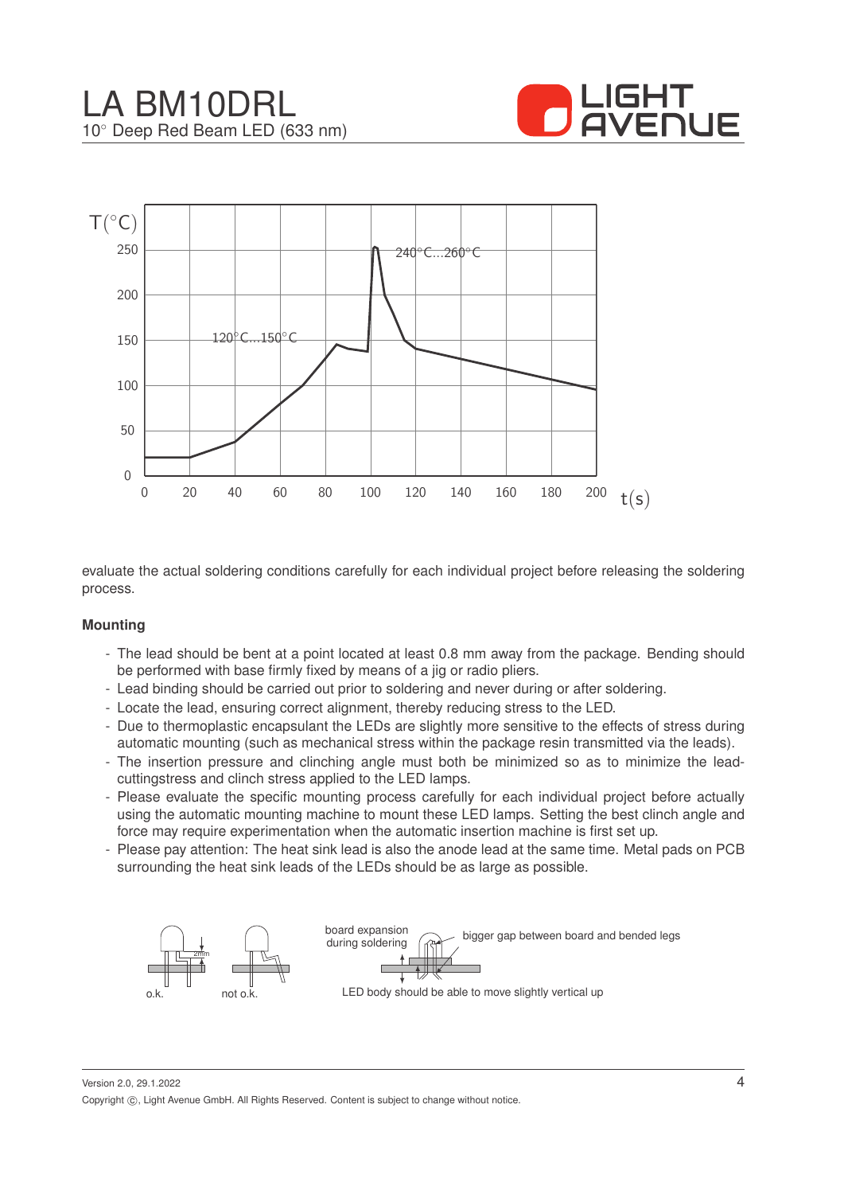evaluate the actual soldering conditions carefully for each individual project before releasing the soldering process.

**Mounting**

- The lead should be bent at a point located at least 0.8 mm away from the package. Bending should be performed with base firmly fixed by means of a jig or radio pliers.
- Lead binding should be carried out prior to soldering and never during or after soldering.
- Locate the lead, ensuring correct alignment, thereby reducing stress to the LED.
- Due to thermoplastic encapsulant the LEDs are slightly more sensitive to the effects of stress during automatic mounting (such as mechanical stress within the package resin transmitted via the leads).
- The insertion pressure and clinching angle must both be minimized so as to minimize the lead-cuttingstress and clinch stress applied to the LED lamps.
- Please evaluate the specific mounting process carefully for each individual project before actually using the automatic mounting machine to mount these LED lamps. Setting the best clinch angle and force may require experimentation when the automatic insertion machine is first set up.
- Please pay attention: The heat sink lead is also the anode lead at the same time. Metal pads on PCB surrounding the heat sink leads of the LEDs should be as large as possible.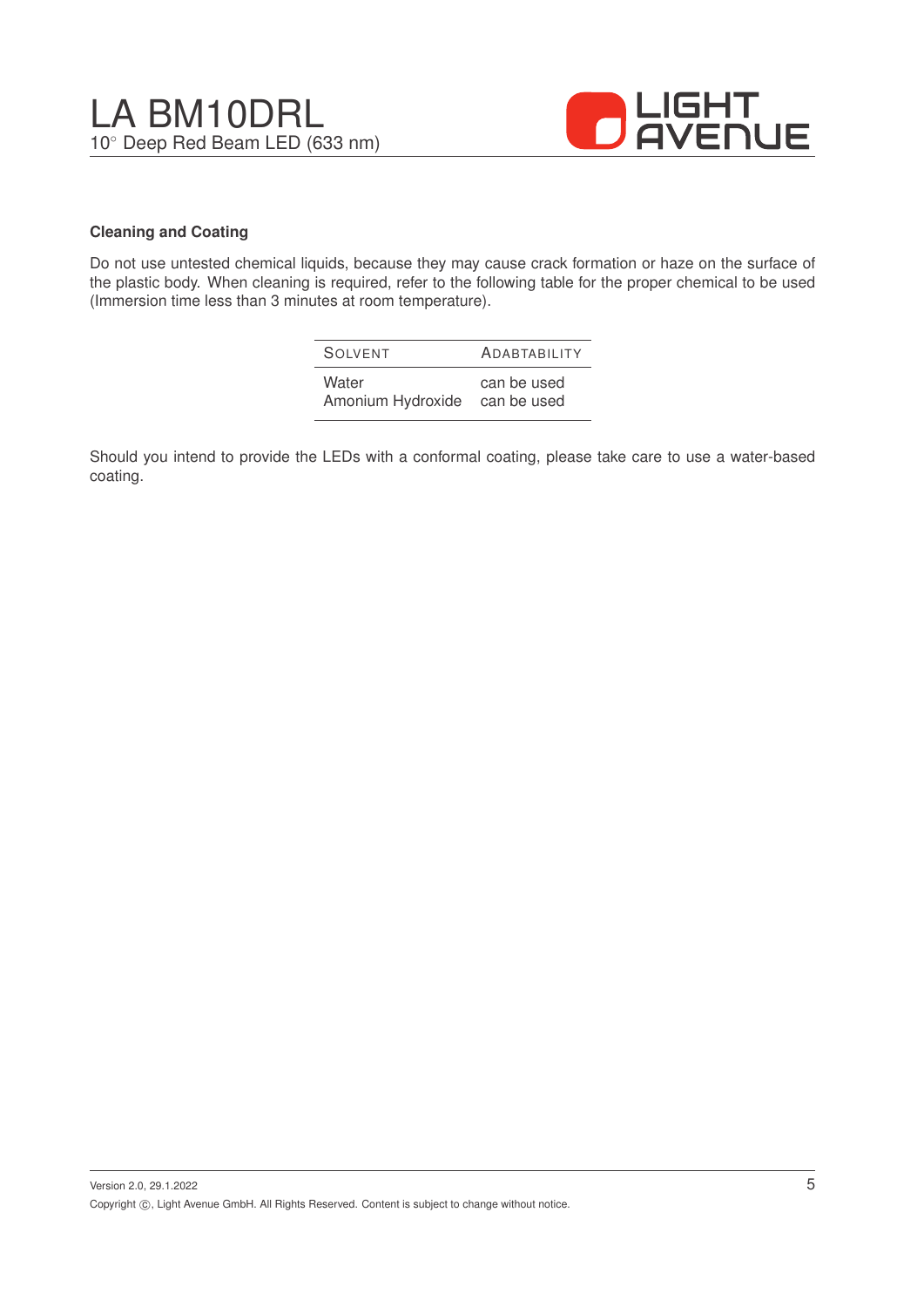## Cleaning and Coating

Do not use untested chemical liquids, because they may cause crack formation or haze on the surface of the plastic body. When cleaning is required, refer to the following table for the proper chemical to be used (Immersion time less than 3 minutes at room temperature).

| SOLVENT | ADABTABILITY |
|---|---|
| Water | can be used |
| Amonium Hydroxide | can be used |

Should you intend to provide the LEDs with a conformal coating, please take care to use a water-based coating.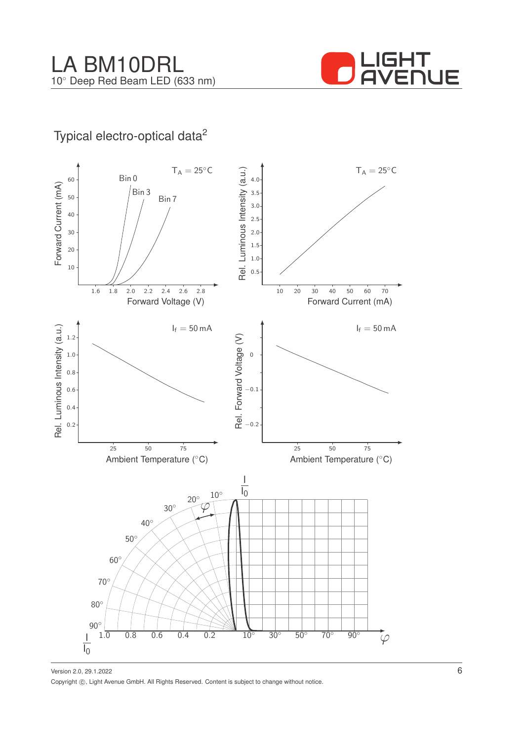## Typical electro-optical data[2]

$T_A = 25°C$

Forward Current (mA) vs. Forward Voltage (V): Bin 0, Bin 3, Bin 7

$T_A = 25°C$

Rel. Luminous Intensity (a.u.) vs. Forward Current (mA)

$I_f = 50\,mA$

Rel. Luminous Intensity (a.u.) vs. Ambient Temperature (°C)

$I_f = 50\,mA$

Rel. Forward Voltage (V) vs. Ambient Temperature (°C)

$\frac{I}{I_0}$ vs. $\varphi$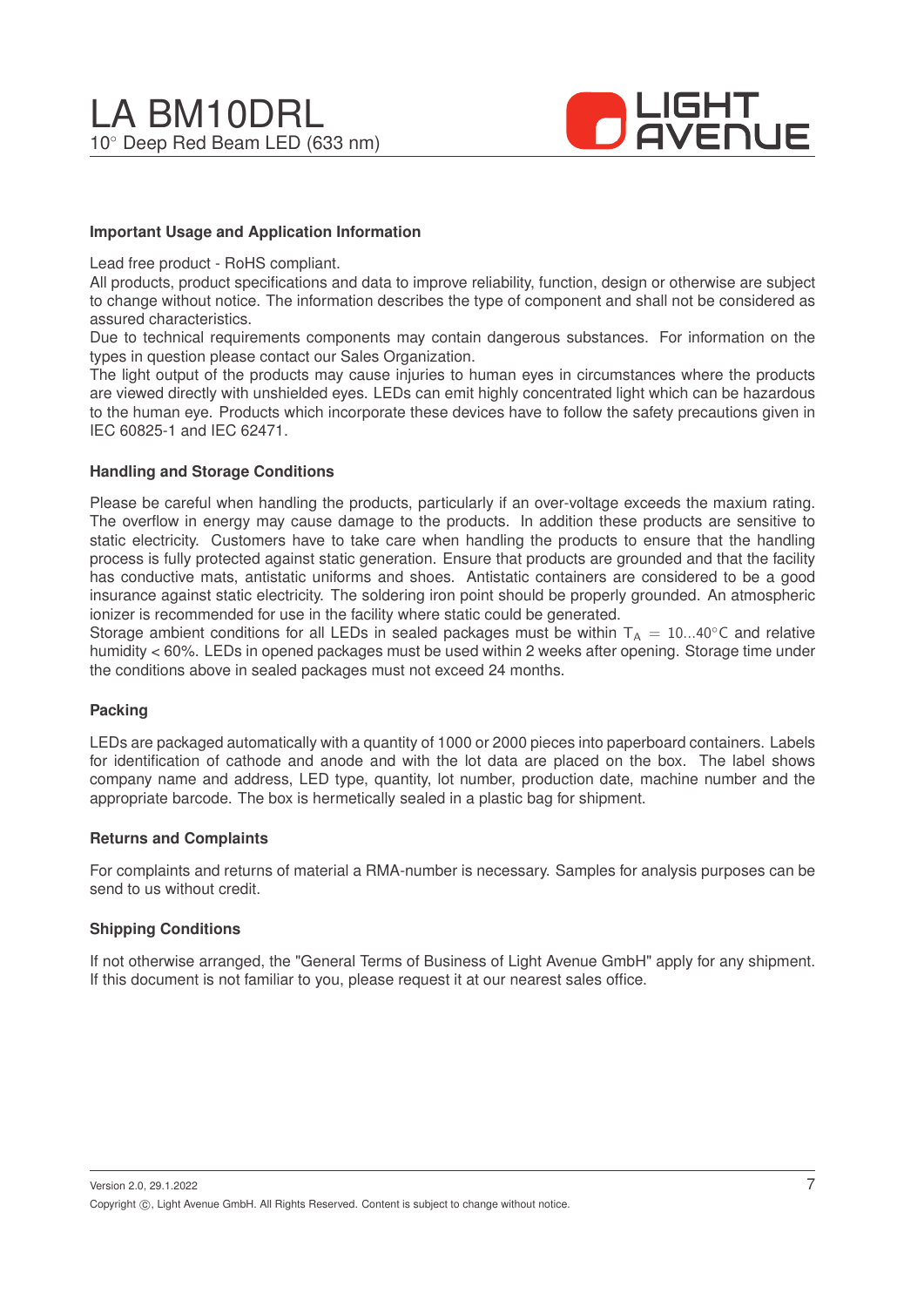## Important Usage and Application Information

Lead free product - RoHS compliant.
All products, product specifications and data to improve reliability, function, design or otherwise are subject to change without notice. The information describes the type of component and shall not be considered as assured characteristics.
Due to technical requirements components may contain dangerous substances. For information on the types in question please contact our Sales Organization.
The light output of the products may cause injuries to human eyes in circumstances where the products are viewed directly with unshielded eyes. LEDs can emit highly concentrated light which can be hazardous to the human eye. Products which incorporate these devices have to follow the safety precautions given in IEC 60825-1 and IEC 62471.

## Handling and Storage Conditions

Please be careful when handling the products, particularly if an over-voltage exceeds the maxium rating. The overflow in energy may cause damage to the products. In addition these products are sensitive to static electricity. Customers have to take care when handling the products to ensure that the handling process is fully protected against static generation. Ensure that products are grounded and that the facility has conductive mats, antistatic uniforms and shoes. Antistatic containers are considered to be a good insurance against static electricity. The soldering iron point should be properly grounded. An atmospheric ionizer is recommended for use in the facility where static could be generated.
Storage ambient conditions for all LEDs in sealed packages must be within $T_A = 10...40°C$ and relative humidity < 60%. LEDs in opened packages must be used within 2 weeks after opening. Storage time under the conditions above in sealed packages must not exceed 24 months.

## Packing

LEDs are packaged automatically with a quantity of 1000 or 2000 pieces into paperboard containers. Labels for identification of cathode and anode and with the lot data are placed on the box. The label shows company name and address, LED type, quantity, lot number, production date, machine number and the appropriate barcode. The box is hermetically sealed in a plastic bag for shipment.

## Returns and Complaints

For complaints and returns of material a RMA-number is necessary. Samples for analysis purposes can be send to us without credit.

## Shipping Conditions

If not otherwise arranged, the "General Terms of Business of Light Avenue GmbH" apply for any shipment. If this document is not familiar to you, please request it at our nearest sales office.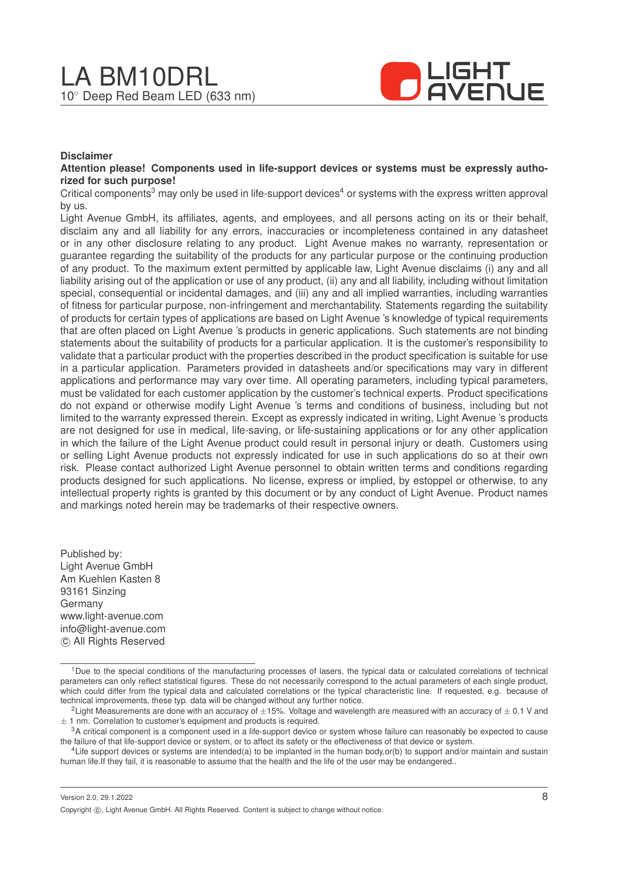**Disclaimer**

**Attention please! Components used in life-support devices or systems must be expressly authorized for such purpose!**

Critical components[3] may only be used in life-support devices[4] or systems with the express written approval by us.

Light Avenue GmbH, its affiliates, agents, and employees, and all persons acting on its or their behalf, disclaim any and all liability for any errors, inaccuracies or incompleteness contained in any datasheet or in any other disclosure relating to any product. Light Avenue makes no warranty, representation or guarantee regarding the suitability of the products for any particular purpose or the continuing production of any product. To the maximum extent permitted by applicable law, Light Avenue disclaims (i) any and all liability arising out of the application or use of any product, (ii) any and all liability, including without limitation special, consequential or incidental damages, and (iii) any and all implied warranties, including warranties of fitness for particular purpose, non-infringement and merchantability. Statements regarding the suitability of products for certain types of applications are based on Light Avenue 's knowledge of typical requirements that are often placed on Light Avenue 's products in generic applications. Such statements are not binding statements about the suitability of products for a particular application. It is the customer's responsibility to validate that a particular product with the properties described in the product specification is suitable for use in a particular application. Parameters provided in datasheets and/or specifications may vary in different applications and performance may vary over time. All operating parameters, including typical parameters, must be validated for each customer application by the customer's technical experts. Product specifications do not expand or otherwise modify Light Avenue 's terms and conditions of business, including but not limited to the warranty expressed therein. Except as expressly indicated in writing, Light Avenue 's products are not designed for use in medical, life-saving, or life-sustaining applications or for any other application in which the failure of the Light Avenue product could result in personal injury or death. Customers using or selling Light Avenue products not expressly indicated for use in such applications do so at their own risk. Please contact authorized Light Avenue personnel to obtain written terms and conditions regarding products designed for such applications. No license, express or implied, by estoppel or otherwise, to any intellectual property rights is granted by this document or by any conduct of Light Avenue. Product names and markings noted herein may be trademarks of their respective owners.

Published by:
Light Avenue GmbH
Am Kuehlen Kasten 8
93161 Sinzing
Germany
www.light-avenue.com
info@light-avenue.com
© All Rights Reserved

[1] Due to the special conditions of the manufacturing processes of lasers, the typical data or calculated correlations of technical parameters can only reflect statistical figures. These do not necessarily correspond to the actual parameters of each single product, which could differ from the typical data and calculated correlations or the typical characteristic line. If requested, e.g. because of technical improvements, these typ. data will be changed without any further notice.

[2] Light Measurements are done with an accuracy of $\pm$15%. Voltage and wavelength are measured with an accuracy of $\pm$ 0.1 V and $\pm$ 1 nm. Correlation to customer's equipment and products is required.

[3] A critical component is a component used in a life-support device or system whose failure can reasonably be expected to cause the failure of that life-support device or system, or to affect its safety or the effectiveness of that device or system.

[4] Life support devices or systems are intended(a) to be implanted in the human body,or(b) to support and/or maintain and sustain human life.If they fail, it is reasonable to assume that the health and the life of the user may be endangered..

Version 2.0, 29.1.2022

Copyright ©, Light Avenue GmbH. All Rights Reserved. Content is subject to change without notice.